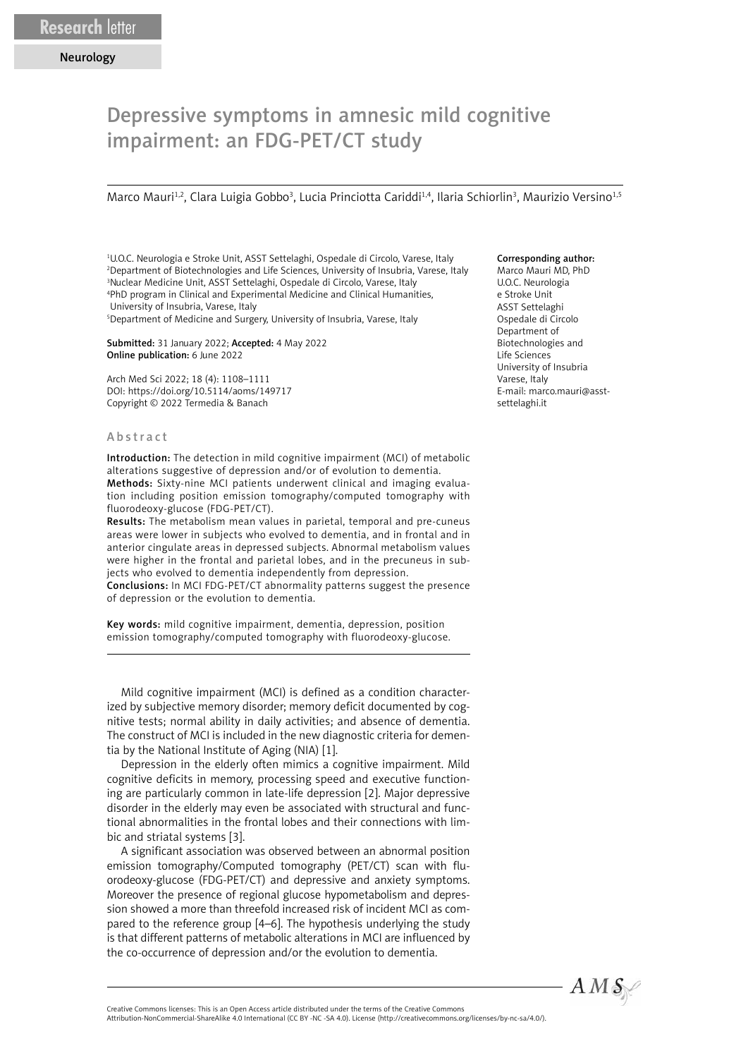Research letter

Neurology

# Depressive symptoms in amnesic mild cognitive impairment: an FDG-PET/CT study

Marco Mauri[1,2], Clara Luigia Gobbo[3], Lucia Princiotta Cariddi[1,4], Ilaria Schiorlin[3], Maurizio Versino[1,5]

[1]U.O.C. Neurologia e Stroke Unit, ASST Settelaghi, Ospedale di Circolo, Varese, Italy
[2]Department of Biotechnologies and Life Sciences, University of Insubria, Varese, Italy
[3]Nuclear Medicine Unit, ASST Settelaghi, Ospedale di Circolo, Varese, Italy
[4]PhD program in Clinical and Experimental Medicine and Clinical Humanities, University of Insubria, Varese, Italy
[5]Department of Medicine and Surgery, University of Insubria, Varese, Italy

**Submitted:** 31 January 2022; **Accepted:** 4 May 2022
**Online publication:** 6 June 2022

Arch Med Sci 2022; 18 (4): 1108–1111
DOI: https://doi.org/10.5114/aoms/149717
Copyright © 2022 Termedia & Banach

**Corresponding author:**
Marco Mauri MD, PhD
U.O.C. Neurologia e Stroke Unit
ASST Settelaghi
Ospedale di Circolo
Department of Biotechnologies and Life Sciences
University of Insubria
Varese, Italy
E-mail: marco.mauri@asst-settelaghi.it

## Abstract

**Introduction:** The detection in mild cognitive impairment (MCI) of metabolic alterations suggestive of depression and/or of evolution to dementia.

**Methods:** Sixty-nine MCI patients underwent clinical and imaging evaluation including position emission tomography/computed tomography with fluorodeoxy-glucose (FDG-PET/CT).

**Results:** The metabolism mean values in parietal, temporal and pre-cuneus areas were lower in subjects who evolved to dementia, and in frontal and in anterior cingulate areas in depressed subjects. Abnormal metabolism values were higher in the frontal and parietal lobes, and in the precuneus in subjects who evolved to dementia independently from depression.

**Conclusions:** In MCI FDG-PET/CT abnormality patterns suggest the presence of depression or the evolution to dementia.

**Key words:** mild cognitive impairment, dementia, depression, position emission tomography/computed tomography with fluorodeoxy-glucose.

Mild cognitive impairment (MCI) is defined as a condition characterized by subjective memory disorder; memory deficit documented by cognitive tests; normal ability in daily activities; and absence of dementia. The construct of MCI is included in the new diagnostic criteria for dementia by the National Institute of Aging (NIA) [1].

Depression in the elderly often mimics a cognitive impairment. Mild cognitive deficits in memory, processing speed and executive functioning are particularly common in late-life depression [2]. Major depressive disorder in the elderly may even be associated with structural and functional abnormalities in the frontal lobes and their connections with limbic and striatal systems [3].

A significant association was observed between an abnormal position emission tomography/Computed tomography (PET/CT) scan with fluorodeoxy-glucose (FDG-PET/CT) and depressive and anxiety symptoms. Moreover the presence of regional glucose hypometabolism and depression showed a more than threefold increased risk of incident MCI as compared to the reference group [4–6]. The hypothesis underlying the study is that different patterns of metabolic alterations in MCI are influenced by the co-occurrence of depression and/or the evolution to dementia.

Creative Commons licenses: This is an Open Access article distributed under the terms of the Creative Commons Attribution-NonCommercial-ShareAlike 4.0 International (CC BY -NC -SA 4.0). License (http://creativecommons.org/licenses/by-nc-sa/4.0/).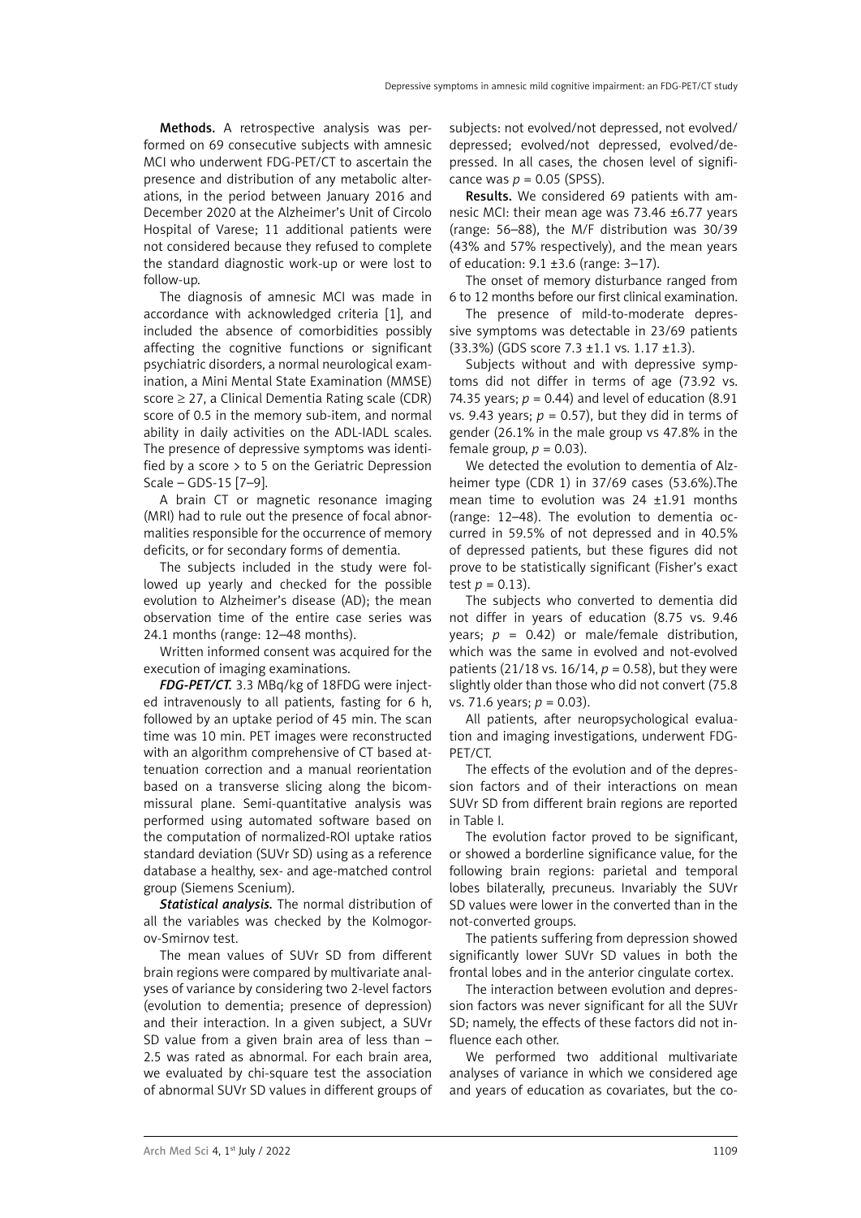**Methods.** A retrospective analysis was performed on 69 consecutive subjects with amnesic MCI who underwent FDG-PET/CT to ascertain the presence and distribution of any metabolic alterations, in the period between January 2016 and December 2020 at the Alzheimer's Unit of Circolo Hospital of Varese; 11 additional patients were not considered because they refused to complete the standard diagnostic work-up or were lost to follow-up.

The diagnosis of amnesic MCI was made in accordance with acknowledged criteria [1], and included the absence of comorbidities possibly affecting the cognitive functions or significant psychiatric disorders, a normal neurological examination, a Mini Mental State Examination (MMSE) score ≥ 27, a Clinical Dementia Rating scale (CDR) score of 0.5 in the memory sub-item, and normal ability in daily activities on the ADL-IADL scales. The presence of depressive symptoms was identified by a score > to 5 on the Geriatric Depression Scale – GDS-15 [7–9].

A brain CT or magnetic resonance imaging (MRI) had to rule out the presence of focal abnormalities responsible for the occurrence of memory deficits, or for secondary forms of dementia.

The subjects included in the study were followed up yearly and checked for the possible evolution to Alzheimer's disease (AD); the mean observation time of the entire case series was 24.1 months (range: 12–48 months).

Written informed consent was acquired for the execution of imaging examinations.

***FDG-PET/CT.*** 3.3 MBq/kg of 18FDG were injected intravenously to all patients, fasting for 6 h, followed by an uptake period of 45 min. The scan time was 10 min. PET images were reconstructed with an algorithm comprehensive of CT based attenuation correction and a manual reorientation based on a transverse slicing along the bicommissural plane. Semi-quantitative analysis was performed using automated software based on the computation of normalized-ROI uptake ratios standard deviation (SUVr SD) using as a reference database a healthy, sex- and age-matched control group (Siemens Scenium).

***Statistical analysis.*** The normal distribution of all the variables was checked by the Kolmogorov-Smirnov test.

The mean values of SUVr SD from different brain regions were compared by multivariate analyses of variance by considering two 2-level factors (evolution to dementia; presence of depression) and their interaction. In a given subject, a SUVr SD value from a given brain area of less than –2.5 was rated as abnormal. For each brain area, we evaluated by chi-square test the association of abnormal SUVr SD values in different groups of subjects: not evolved/not depressed, not evolved/depressed; evolved/not depressed, evolved/depressed. In all cases, the chosen level of significance was $p = 0.05$ (SPSS).

**Results.** We considered 69 patients with amnesic MCI: their mean age was 73.46 ±6.77 years (range: 56–88), the M/F distribution was 30/39 (43% and 57% respectively), and the mean years of education: 9.1 ±3.6 (range: 3–17).

The onset of memory disturbance ranged from 6 to 12 months before our first clinical examination.

The presence of mild-to-moderate depressive symptoms was detectable in 23/69 patients (33.3%) (GDS score 7.3 ±1.1 vs. 1.17 ±1.3).

Subjects without and with depressive symptoms did not differ in terms of age (73.92 vs. 74.35 years; $p = 0.44$) and level of education (8.91 vs. 9.43 years; $p = 0.57$), but they did in terms of gender (26.1% in the male group vs 47.8% in the female group, $p = 0.03$).

We detected the evolution to dementia of Alzheimer type (CDR 1) in 37/69 cases (53.6%).The mean time to evolution was 24 ±1.91 months (range: 12–48). The evolution to dementia occurred in 59.5% of not depressed and in 40.5% of depressed patients, but these figures did not prove to be statistically significant (Fisher's exact test $p = 0.13$).

The subjects who converted to dementia did not differ in years of education (8.75 vs. 9.46 years; $p = 0.42$) or male/female distribution, which was the same in evolved and not-evolved patients (21/18 vs. 16/14, $p = 0.58$), but they were slightly older than those who did not convert (75.8 vs. 71.6 years; $p = 0.03$).

All patients, after neuropsychological evaluation and imaging investigations, underwent FDG-PET/CT.

The effects of the evolution and of the depression factors and of their interactions on mean SUVr SD from different brain regions are reported in Table I.

The evolution factor proved to be significant, or showed a borderline significance value, for the following brain regions: parietal and temporal lobes bilaterally, precuneus. Invariably the SUVr SD values were lower in the converted than in the not-converted groups.

The patients suffering from depression showed significantly lower SUVr SD values in both the frontal lobes and in the anterior cingulate cortex.

The interaction between evolution and depression factors was never significant for all the SUVr SD; namely, the effects of these factors did not influence each other.

We performed two additional multivariate analyses of variance in which we considered age and years of education as covariates, but the co-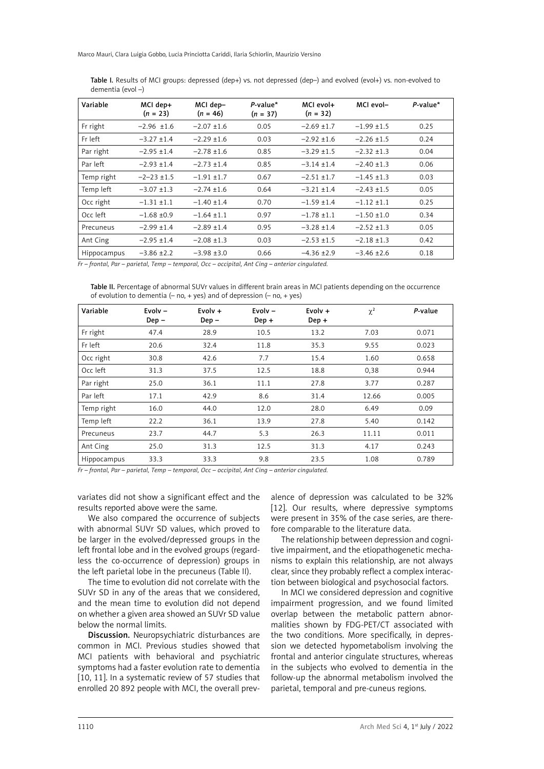Table I. Results of MCI groups: depressed (dep+) vs. not depressed (dep–) and evolved (evol+) vs. non-evolved to dementia (evol –)

| Variable | MCI dep+ (n = 23) | MCI dep– (n = 46) | P-value* (n = 37) | MCI evol+ (n = 32) | MCI evol– | P-value* |
|---|---|---|---|---|---|---|
| Fr right | –2.96 ±1.6 | –2.07 ±1.6 | 0.05 | –2.69 ±1.7 | –1.99 ±1.5 | 0.25 |
| Fr left | –3.27 ±1.4 | –2.29 ±1.6 | 0.03 | –2.92 ±1.6 | –2.26 ±1.5 | 0.24 |
| Par right | –2.95 ±1.4 | –2.78 ±1.6 | 0.85 | –3.29 ±1.5 | –2.32 ±1.3 | 0.04 |
| Par left | –2.93 ±1.4 | –2.73 ±1.4 | 0.85 | –3.14 ±1.4 | –2.40 ±1.3 | 0.06 |
| Temp right | –2–23 ±1.5 | –1.91 ±1.7 | 0.67 | –2.51 ±1.7 | –1.45 ±1.3 | 0.03 |
| Temp left | –3.07 ±1.3 | –2.74 ±1.6 | 0.64 | –3.21 ±1.4 | –2.43 ±1.5 | 0.05 |
| Occ right | –1.31 ±1.1 | –1.40 ±1.4 | 0.70 | –1.59 ±1.4 | –1.12 ±1.1 | 0.25 |
| Occ left | –1.68 ±0.9 | –1.64 ±1.1 | 0.97 | –1.78 ±1.1 | –1.50 ±1.0 | 0.34 |
| Precuneus | –2.99 ±1.4 | –2.89 ±1.4 | 0.95 | –3.28 ±1.4 | –2.52 ±1.3 | 0.05 |
| Ant Cing | –2.95 ±1.4 | –2.08 ±1.3 | 0.03 | –2.53 ±1.5 | –2.18 ±1.3 | 0.42 |
| Hippocampus | –3.86 ±2.2 | –3.98 ±3.0 | 0.66 | –4.36 ±2.9 | –3.46 ±2.6 | 0.18 |

*Fr – frontal, Par – parietal, Temp – temporal, Occ – occipital, Ant Cing – anterior cingulated.*

Table II. Percentage of abnormal SUVr values in different brain areas in MCI patients depending on the occurrence of evolution to dementia (– no, + yes) and of depression (– no, + yes)

| Variable | Evolv – Dep – | Evolv + Dep – | Evolv – Dep + | Evolv + Dep + | $\chi^2$ | P-value |
|---|---|---|---|---|---|---|
| Fr right | 47.4 | 28.9 | 10.5 | 13.2 | 7.03 | 0.071 |
| Fr left | 20.6 | 32.4 | 11.8 | 35.3 | 9.55 | 0.023 |
| Occ right | 30.8 | 42.6 | 7.7 | 15.4 | 1.60 | 0.658 |
| Occ left | 31.3 | 37.5 | 12.5 | 18.8 | 0,38 | 0.944 |
| Par right | 25.0 | 36.1 | 11.1 | 27.8 | 3.77 | 0.287 |
| Par left | 17.1 | 42.9 | 8.6 | 31.4 | 12.66 | 0.005 |
| Temp right | 16.0 | 44.0 | 12.0 | 28.0 | 6.49 | 0.09 |
| Temp left | 22.2 | 36.1 | 13.9 | 27.8 | 5.40 | 0.142 |
| Precuneus | 23.7 | 44.7 | 5.3 | 26.3 | 11.11 | 0.011 |
| Ant Cing | 25.0 | 31.3 | 12.5 | 31.3 | 4.17 | 0.243 |
| Hippocampus | 33.3 | 33.3 | 9.8 | 23.5 | 1.08 | 0.789 |

*Fr – frontal, Par – parietal, Temp – temporal, Occ – occipital, Ant Cing – anterior cingulated.*

variates did not show a significant effect and the results reported above were the same.

We also compared the occurrence of subjects with abnormal SUVr SD values, which proved to be larger in the evolved/depressed groups in the left frontal lobe and in the evolved groups (regardless the co-occurrence of depression) groups in the left parietal lobe in the precuneus (Table II).

The time to evolution did not correlate with the SUVr SD in any of the areas that we considered, and the mean time to evolution did not depend on whether a given area showed an SUVr SD value below the normal limits.

**Discussion.** Neuropsychiatric disturbances are common in MCI. Previous studies showed that MCI patients with behavioral and psychiatric symptoms had a faster evolution rate to dementia [10, 11]. In a systematic review of 57 studies that enrolled 20 892 people with MCI, the overall prevalence of depression was calculated to be 32% [12]. Our results, where depressive symptoms were present in 35% of the case series, are therefore comparable to the literature data.

The relationship between depression and cognitive impairment, and the etiopathogenetic mechanisms to explain this relationship, are not always clear, since they probably reflect a complex interaction between biological and psychosocial factors.

In MCI we considered depression and cognitive impairment progression, and we found limited overlap between the metabolic pattern abnormalities shown by FDG-PET/CT associated with the two conditions. More specifically, in depression we detected hypometabolism involving the frontal and anterior cingulate structures, whereas in the subjects who evolved to dementia in the follow-up the abnormal metabolism involved the parietal, temporal and pre-cuneus regions.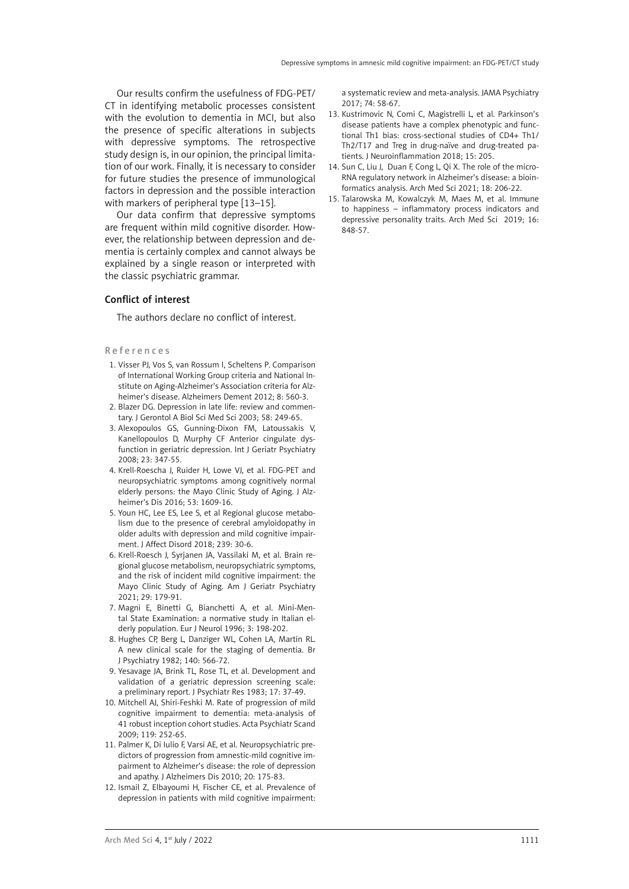Our results confirm the usefulness of FDG-PET/CT in identifying metabolic processes consistent with the evolution to dementia in MCI, but also the presence of specific alterations in subjects with depressive symptoms. The retrospective study design is, in our opinion, the principal limitation of our work. Finally, it is necessary to consider for future studies the presence of immunological factors in depression and the possible interaction with markers of peripheral type [13–15].

Our data confirm that depressive symptoms are frequent within mild cognitive disorder. However, the relationship between depression and dementia is certainly complex and cannot always be explained by a single reason or interpreted with the classic psychiatric grammar.

## Conflict of interest

The authors declare no conflict of interest.

## References

1. Visser PJ, Vos S, van Rossum I, Scheltens P. Comparison of International Working Group criteria and National Institute on Aging-Alzheimer's Association criteria for Alzheimer's disease. Alzheimers Dement 2012; 8: 560-3.
2. Blazer DG. Depression in late life: review and commentary. J Gerontol A Biol Sci Med Sci 2003; 58: 249-65.
3. Alexopoulos GS, Gunning-Dixon FM, Latoussakis V, Kanellopoulos D, Murphy CF Anterior cingulate dysfunction in geriatric depression. Int J Geriatr Psychiatry 2008; 23: 347-55.
4. Krell-Roescha J, Ruider H, Lowe VJ, et al. FDG-PET and neuropsychiatric symptoms among cognitively normal elderly persons: the Mayo Clinic Study of Aging. J Alzheimer's Dis 2016; 53: 1609-16.
5. Youn HC, Lee ES, Lee S, et al Regional glucose metabolism due to the presence of cerebral amyloidopathy in older adults with depression and mild cognitive impairment. J Affect Disord 2018; 239: 30-6.
6. Krell-Roesch J, Syrjanen JA, Vassilaki M, et al. Brain regional glucose metabolism, neuropsychiatric symptoms, and the risk of incident mild cognitive impairment: the Mayo Clinic Study of Aging. Am J Geriatr Psychiatry 2021; 29: 179-91.
7. Magni E, Binetti G, Bianchetti A, et al. Mini-Mental State Examination: a normative study in Italian elderly population. Eur J Neurol 1996; 3: 198-202.
8. Hughes CP, Berg L, Danziger WL, Cohen LA, Martin RL. A new clinical scale for the staging of dementia. Br J Psychiatry 1982; 140: 566-72.
9. Yesavage JA, Brink TL, Rose TL, et al. Development and validation of a geriatric depression screening scale: a preliminary report. J Psychiatr Res 1983; 17: 37-49.
10. Mitchell AJ, Shiri-Feshki M. Rate of progression of mild cognitive impairment to dementia: meta-analysis of 41 robust inception cohort studies. Acta Psychiatr Scand 2009; 119: 252-65.
11. Palmer K, Di Iulio F, Varsi AE, et al. Neuropsychiatric predictors of progression from amnestic-mild cognitive impairment to Alzheimer's disease: the role of depression and apathy. J Alzheimers Dis 2010; 20: 175-83.
12. Ismail Z, Elbayoumi H, Fischer CE, et al. Prevalence of depression in patients with mild cognitive impairment: a systematic review and meta-analysis. JAMA Psychiatry 2017; 74: 58-67.
13. Kustrimovic N, Comi C, Magistrelli L, et al. Parkinson's disease patients have a complex phenotypic and functional Th1 bias: cross-sectional studies of CD4+ Th1/Th2/T17 and Treg in drug-naïve and drug-treated patients. J Neuroinflammation 2018; 15: 205.
14. Sun C, Liu J, Duan F, Cong L, Qi X. The role of the microRNA regulatory network in Alzheimer's disease: a bioinformatics analysis. Arch Med Sci 2021; 18: 206-22.
15. Talarowska M, Kowalczyk M, Maes M, et al. Immune to happiness – inflammatory process indicators and depressive personality traits. Arch Med Sci 2019; 16: 848-57.